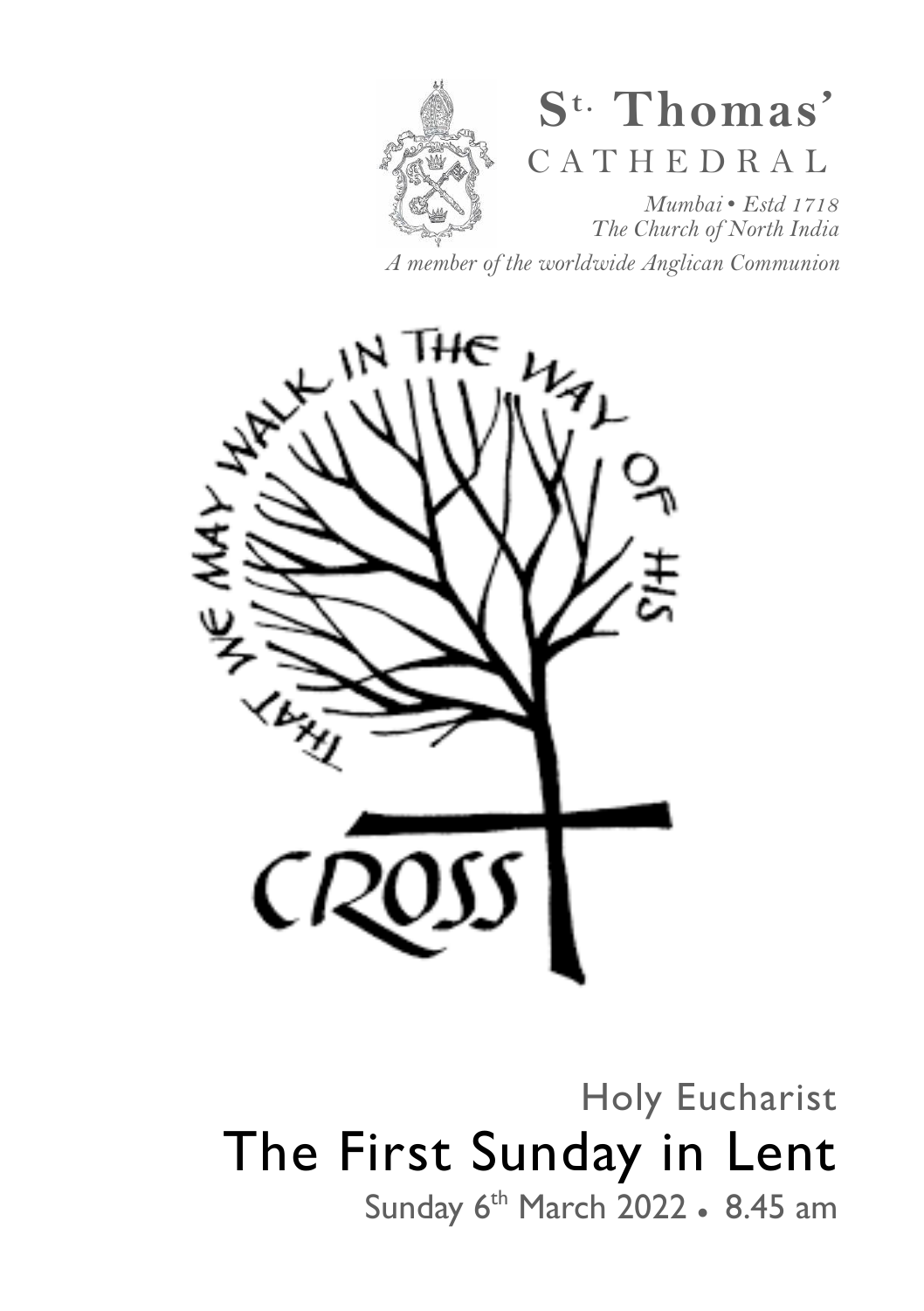# S^t. Thomas' CATHEDRAL

*Mumbai • Estd 1718*
*The Church of North India*
*A member of the worldwide Anglican Communion*

THAT WE MAY WALK IN THE WAY OF HIS CROSS

Holy Eucharist

# The First Sunday in Lent

Sunday 6th March 2022 • 8.45 am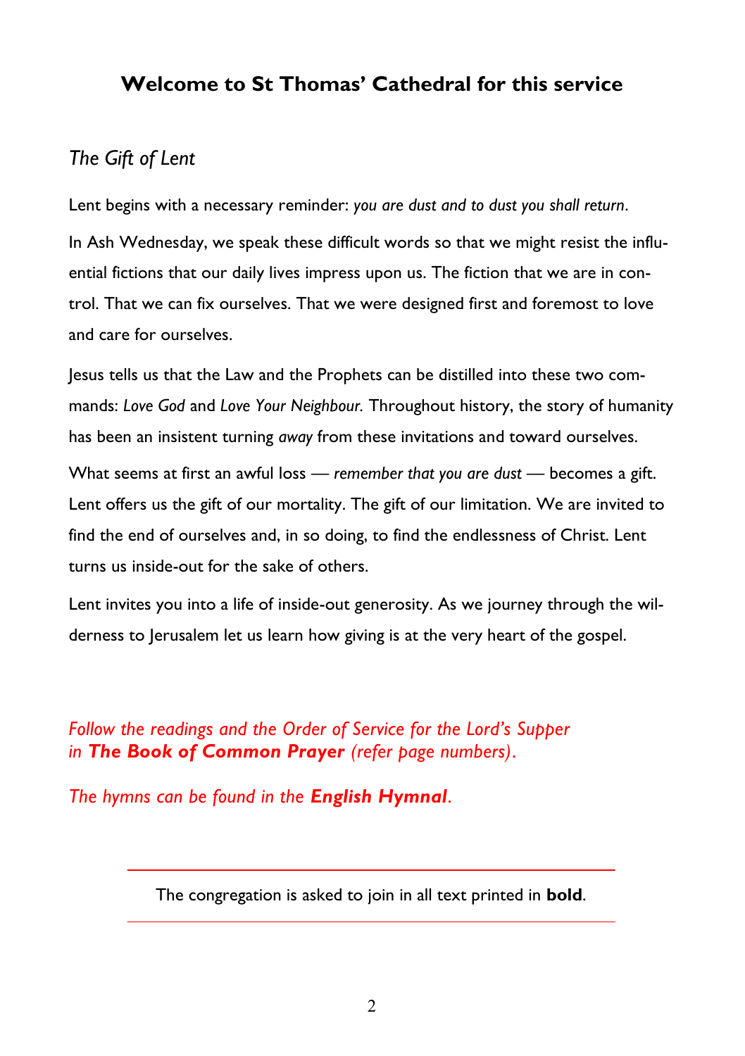## Welcome to St Thomas' Cathedral for this service

### *The Gift of Lent*

Lent begins with a necessary reminder: *you are dust and to dust you shall return*.

In Ash Wednesday, we speak these difficult words so that we might resist the influential fictions that our daily lives impress upon us. The fiction that we are in control. That we can fix ourselves. That we were designed first and foremost to love and care for ourselves.

Jesus tells us that the Law and the Prophets can be distilled into these two commands: *Love God* and *Love Your Neighbour.* Throughout history, the story of humanity has been an insistent turning *away* from these invitations and toward ourselves.

What seems at first an awful loss — *remember that you are dust* — becomes a gift. Lent offers us the gift of our mortality. The gift of our limitation. We are invited to find the end of ourselves and, in so doing, to find the endlessness of Christ. Lent turns us inside-out for the sake of others.

Lent invites you into a life of inside-out generosity. As we journey through the wilderness to Jerusalem let us learn how giving is at the very heart of the gospel.

*Follow the readings and the Order of Service for the Lord's Supper in* ***The Book of Common Prayer*** *(refer page numbers).*

*The hymns can be found in the* ***English Hymnal****.*

---

The congregation is asked to join in all text printed in **bold**.

---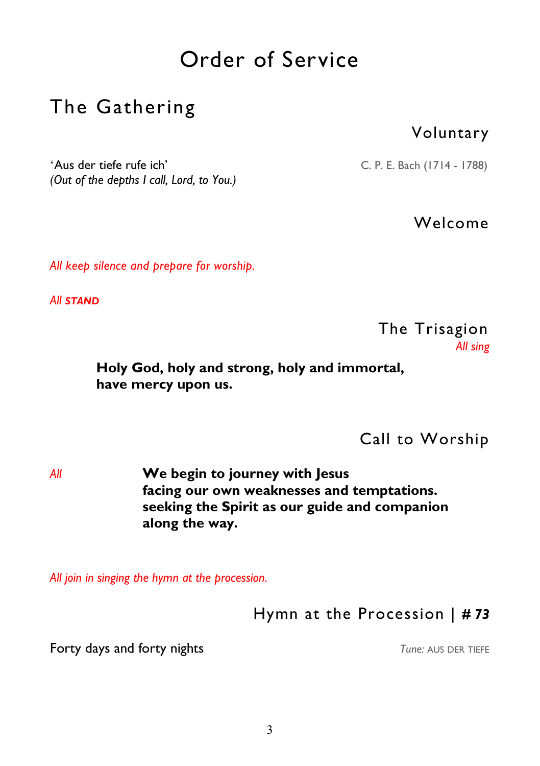# Order of Service

## The Gathering

### Voluntary

'Aus der tiefe rufe ich' C. P. E. Bach (1714 - 1788)
*(Out of the depths I call, Lord, to You.)*

### Welcome

*All keep silence and prepare for worship.*

*All* ***STAND***

### The Trisagion

*All sing*

**Holy God, holy and strong, holy and immortal,**
**have mercy upon us.**

### Call to Worship

*All* **We begin to journey with Jesus**
**facing our own weaknesses and temptations.**
**seeking the Spirit as our guide and companion**
**along the way.**

*All join in singing the hymn at the procession.*

### Hymn at the Procession | ***# 73***

Forty days and forty nights *Tune:* AUS DER TIEFE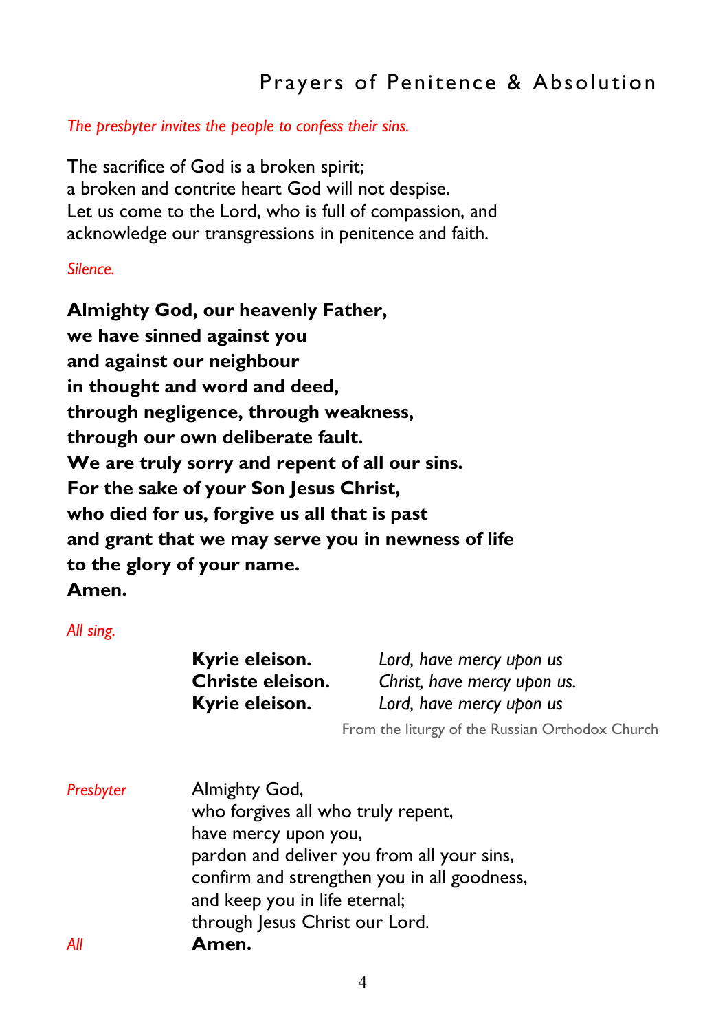## Prayers of Penitence & Absolution

*The presbyter invites the people to confess their sins.*

The sacrifice of God is a broken spirit;
a broken and contrite heart God will not despise.
Let us come to the Lord, who is full of compassion, and acknowledge our transgressions in penitence and faith.

*Silence.*

**Almighty God, our heavenly Father,**
**we have sinned against you**
**and against our neighbour**
**in thought and word and deed,**
**through negligence, through weakness,**
**through our own deliberate fault.**
**We are truly sorry and repent of all our sins.**
**For the sake of your Son Jesus Christ,**
**who died for us, forgive us all that is past**
**and grant that we may serve you in newness of life**
**to the glory of your name.**
**Amen.**

*All sing.*

| | |
|---|---|
| **Kyrie eleison.** | *Lord, have mercy upon us* |
| **Christe eleison.** | *Christ, have mercy upon us.* |
| **Kyrie eleison.** | *Lord, have mercy upon us* |

From the liturgy of the Russian Orthodox Church

*Presbyter* Almighty God,
who forgives all who truly repent,
have mercy upon you,
pardon and deliver you from all your sins,
confirm and strengthen you in all goodness,
and keep you in life eternal;
through Jesus Christ our Lord.

*All* **Amen.**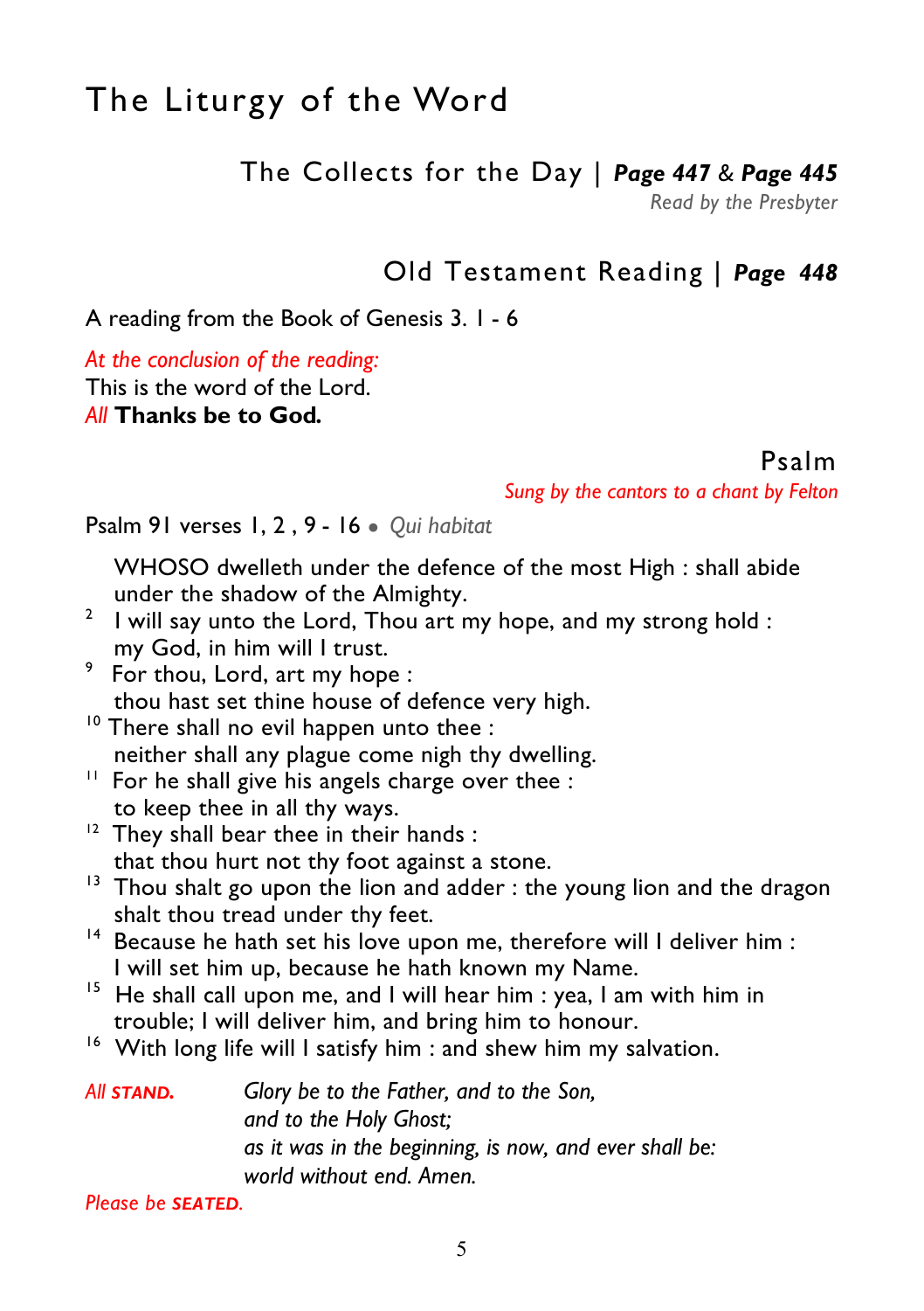# The Liturgy of the Word

## The Collects for the Day | *Page 447* & *Page 445*

*Read by the Presbyter*

## Old Testament Reading | *Page 448*

A reading from the Book of Genesis 3. 1 - 6

*At the conclusion of the reading:*
This is the word of the Lord.
*All* **Thanks be to God.**

## Psalm

*Sung by the cantors to a chant by Felton*

Psalm 91 verses 1, 2 , 9 - 16 • *Qui habitat*

WHOSO dwelleth under the defence of the most High : shall abide under the shadow of the Almighty.
2 I will say unto the Lord, Thou art my hope, and my strong hold : my God, in him will I trust.
9 For thou, Lord, art my hope : thou hast set thine house of defence very high.
10 There shall no evil happen unto thee : neither shall any plague come nigh thy dwelling.
11 For he shall give his angels charge over thee : to keep thee in all thy ways.
12 They shall bear thee in their hands : that thou hurt not thy foot against a stone.
13 Thou shalt go upon the lion and adder : the young lion and the dragon shalt thou tread under thy feet.
14 Because he hath set his love upon me, therefore will I deliver him : I will set him up, because he hath known my Name.
15 He shall call upon me, and I will hear him : yea, I am with him in trouble; I will deliver him, and bring him to honour.
16 With long life will I satisfy him : and shew him my salvation.

*All* ***STAND.*** *Glory be to the Father, and to the Son,*
*and to the Holy Ghost;*
*as it was in the beginning, is now, and ever shall be:*
*world without end. Amen.*

*Please be* ***SEATED.***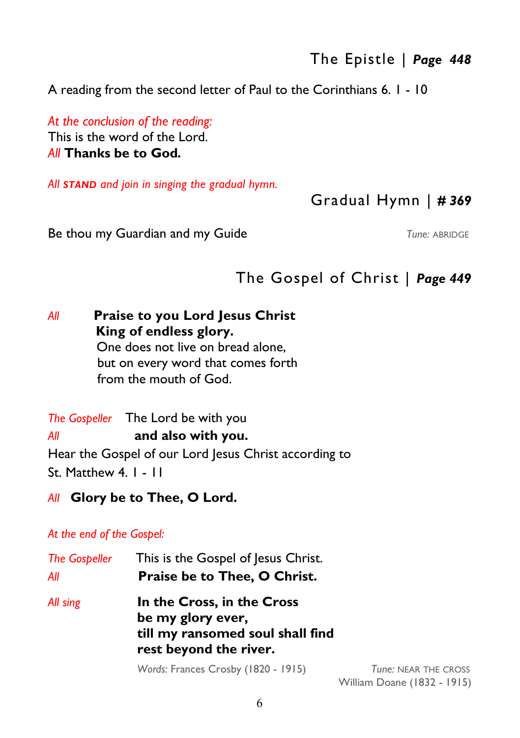## The Epistle | *Page 448*

A reading from the second letter of Paul to the Corinthians 6. 1 - 10

*At the conclusion of the reading:*
This is the word of the Lord.
*All* **Thanks be to God.**

*All **STAND** and join in singing the gradual hymn.*

## Gradual Hymn | *# 369*

Be thou my Guardian and my Guide — *Tune:* ABRIDGE

## The Gospel of Christ | *Page 449*

*All* **Praise to you Lord Jesus Christ**
**King of endless glory.**
One does not live on bread alone,
but on every word that comes forth
from the mouth of God.

*The Gospeller* The Lord be with you
*All* **and also with you.**
Hear the Gospel of our Lord Jesus Christ according to St. Matthew 4. 1 - 11

*All* **Glory be to Thee, O Lord.**

*At the end of the Gospel:*

*The Gospeller* This is the Gospel of Jesus Christ.
*All* **Praise be to Thee, O Christ.**

*All sing* **In the Cross, in the Cross**
**be my glory ever,**
**till my ransomed soul shall find**
**rest beyond the river.**

*Words:* Frances Crosby (1820 - 1915) — *Tune:* NEAR THE CROSS William Doane (1832 - 1915)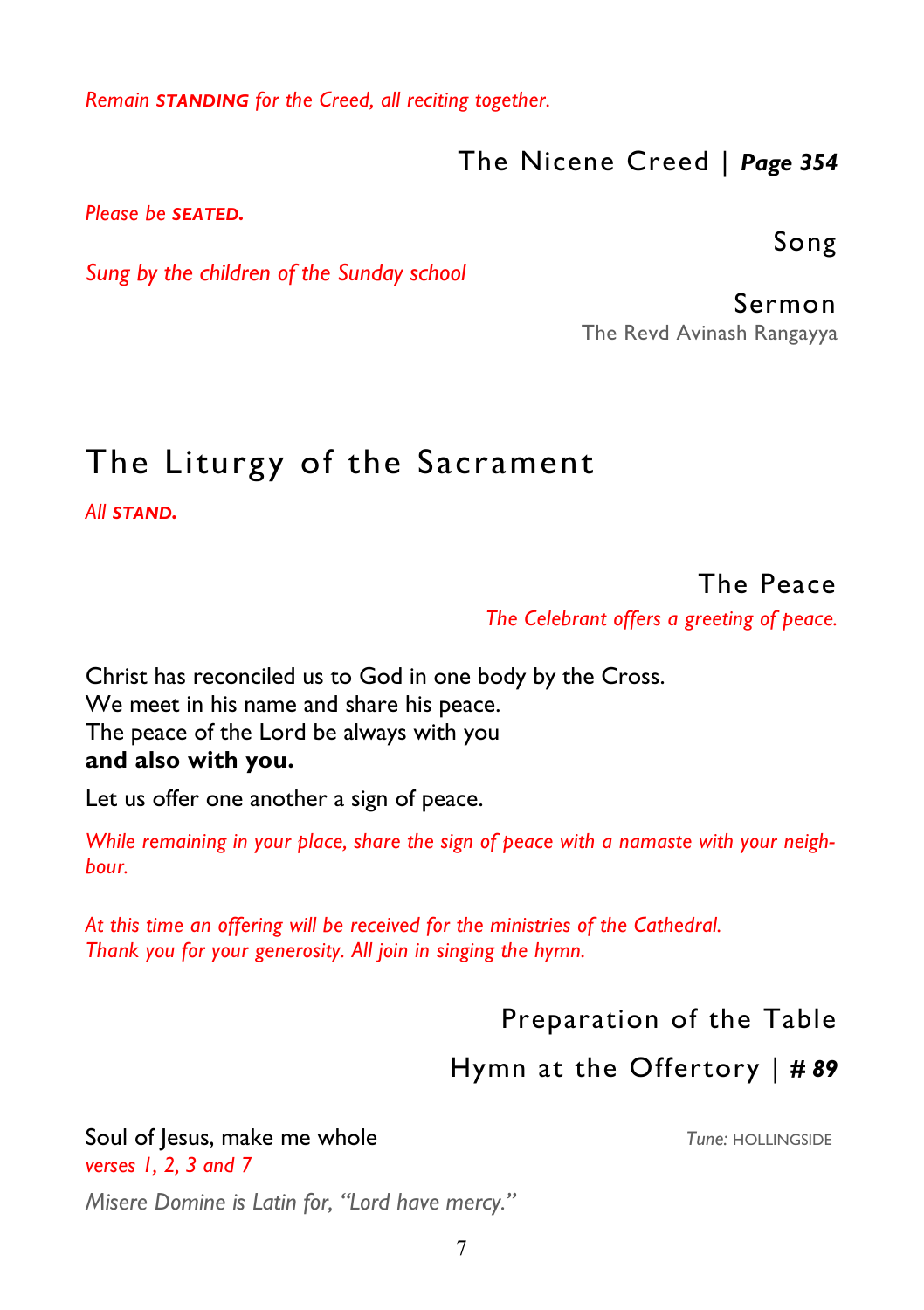*Remain **STANDING** for the Creed, all reciting together.*

### The Nicene Creed | ***Page 354***

*Please be **SEATED.***

### Song

*Sung by the children of the Sunday school*

### Sermon

The Revd Avinash Rangayya

## The Liturgy of the Sacrament

*All **STAND.***

### The Peace

*The Celebrant offers a greeting of peace.*

Christ has reconciled us to God in one body by the Cross.
We meet in his name and share his peace.
The peace of the Lord be always with you
**and also with you.**

Let us offer one another a sign of peace.

*While remaining in your place, share the sign of peace with a namaste with your neighbour.*

*At this time an offering will be received for the ministries of the Cathedral.*
*Thank you for your generosity. All join in singing the hymn.*

### Preparation of the Table

### Hymn at the Offertory | ***# 89***

Soul of Jesus, make me whole — *Tune:* HOLLINGSIDE
*verses 1, 2, 3 and 7*

*Misere Domine is Latin for, "Lord have mercy."*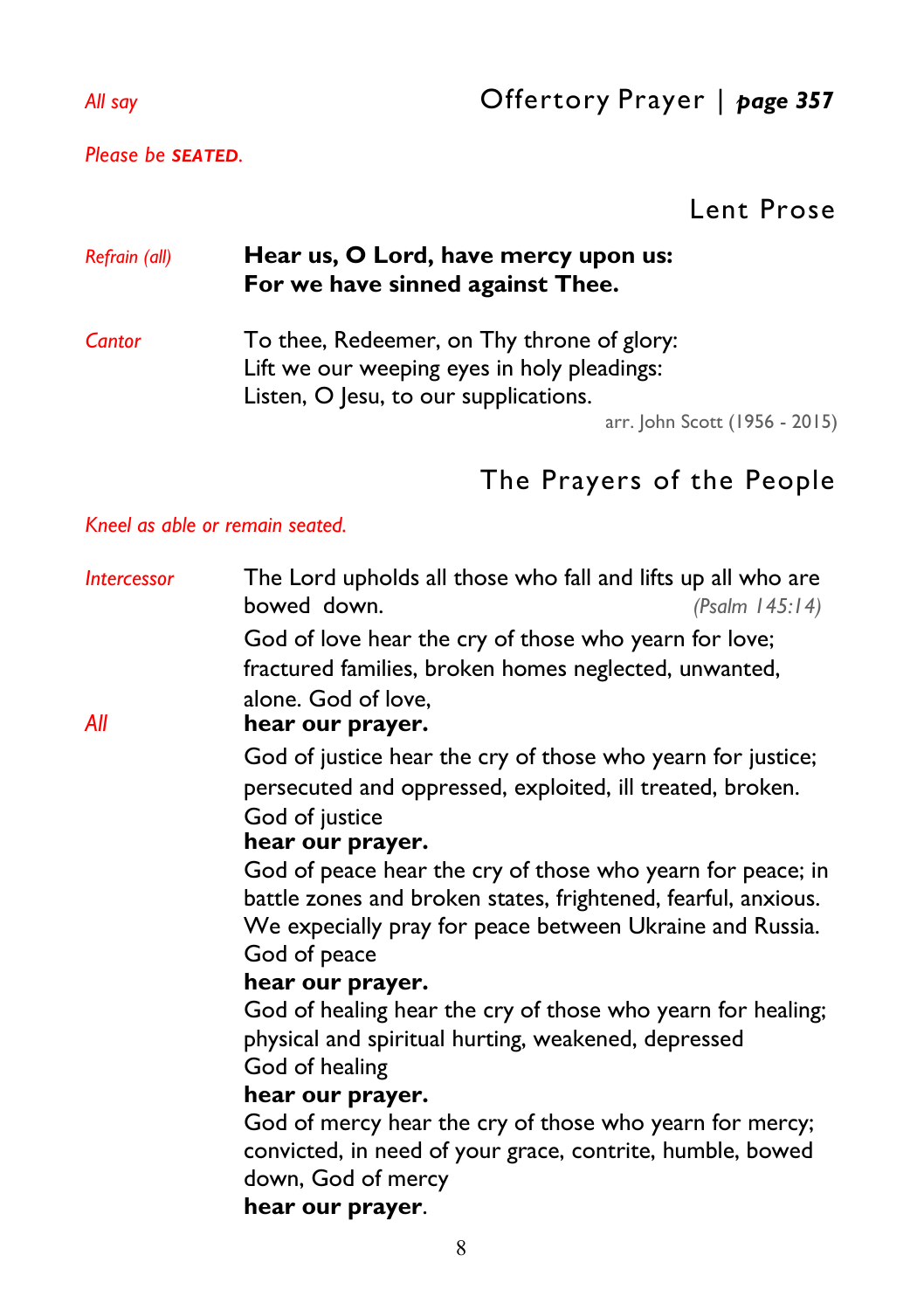*All say* 

## Offertory Prayer | *page 357*

*Please be* ***SEATED****.*

## Lent Prose

*Refrain (all)* **Hear us, O Lord, have mercy upon us:**
**For we have sinned against Thee.**

*Cantor* To thee, Redeemer, on Thy throne of glory:
Lift we our weeping eyes in holy pleadings:
Listen, O Jesu, to our supplications.

arr. John Scott (1956 - 2015)

## The Prayers of the People

*Kneel as able or remain seated.*

*Intercessor* The Lord upholds all those who fall and lifts up all who are bowed down. *(Psalm 145:14)*

God of love hear the cry of those who yearn for love; fractured families, broken homes neglected, unwanted, alone. God of love,

*All* **hear our prayer.**

God of justice hear the cry of those who yearn for justice; persecuted and oppressed, exploited, ill treated, broken. God of justice

**hear our prayer.**

God of peace hear the cry of those who yearn for peace; in battle zones and broken states, frightened, fearful, anxious. We expecially pray for peace between Ukraine and Russia. God of peace

**hear our prayer.**

God of healing hear the cry of those who yearn for healing; physical and spiritual hurting, weakened, depressed
God of healing

**hear our prayer.**

God of mercy hear the cry of those who yearn for mercy; convicted, in need of your grace, contrite, humble, bowed down, God of mercy

**hear our prayer**.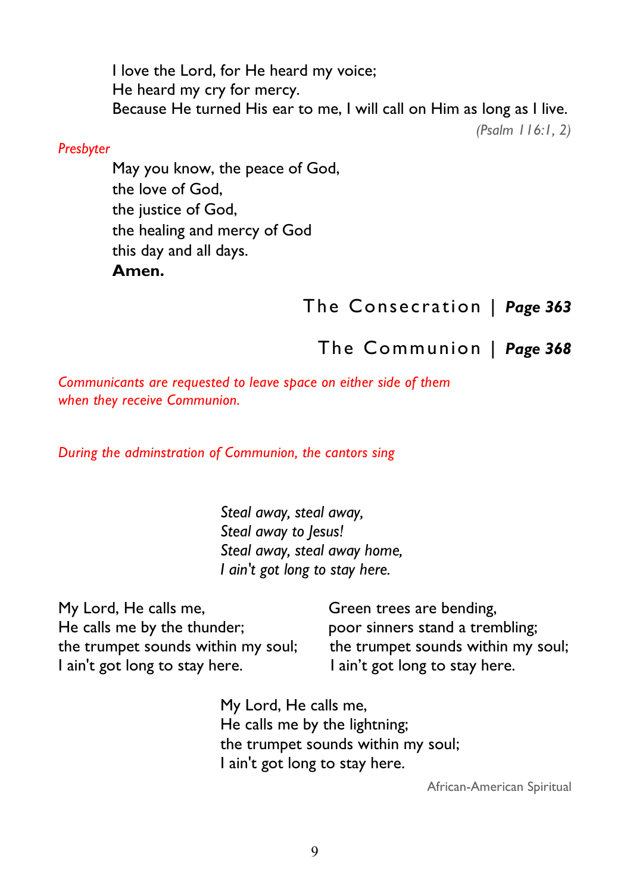I love the Lord, for He heard my voice;
He heard my cry for mercy.
Because He turned His ear to me, I will call on Him as long as I live.

*(Psalm 116:1, 2)*

*Presbyter*

May you know, the peace of God,
the love of God,
the justice of God,
the healing and mercy of God
this day and all days.
**Amen.**

## The Consecration | *Page 363*

## The Communion | *Page 368*

*Communicants are requested to leave space on either side of them when they receive Communion.*

*During the adminstration of Communion, the cantors sing*

*Steal away, steal away,*
*Steal away to Jesus!*
*Steal away, steal away home,*
*I ain't got long to stay here.*

My Lord, He calls me,
He calls me by the thunder;
the trumpet sounds within my soul;
I ain't got long to stay here.

Green trees are bending,
poor sinners stand a trembling;
the trumpet sounds within my soul;
I ain't got long to stay here.

My Lord, He calls me,
He calls me by the lightning;
the trumpet sounds within my soul;
I ain't got long to stay here.

African-American Spiritual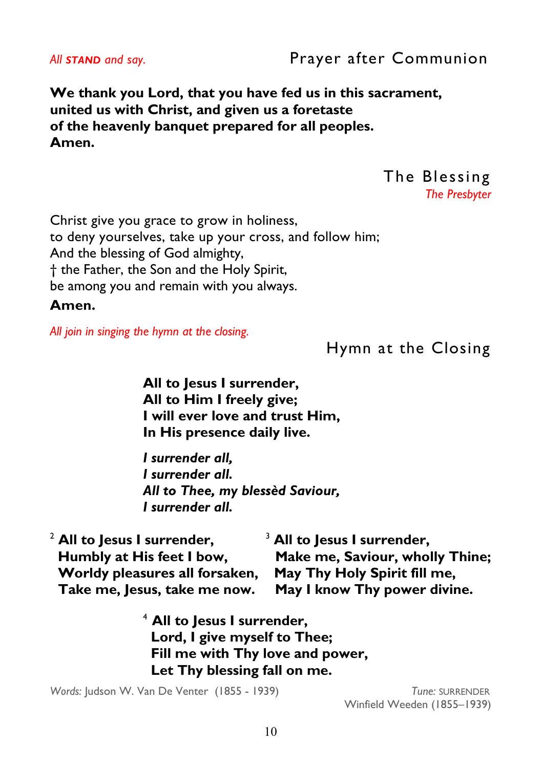*All **STAND** and say.*

## Prayer after Communion

**We thank you Lord, that you have fed us in this sacrament,
united us with Christ, and given us a foretaste
of the heavenly banquet prepared for all peoples.
Amen.**

## The Blessing

*The Presbyter*

Christ give you grace to grow in holiness,
to deny yourselves, take up your cross, and follow him;
And the blessing of God almighty,
† the Father, the Son and the Holy Spirit,
be among you and remain with you always.

**Amen.**

*All join in singing the hymn at the closing.*

## Hymn at the Closing

**All to Jesus I surrender,
All to Him I freely give;
I will ever love and trust Him,
In His presence daily live.**

***I surrender all,
I surrender all.
All to Thee, my blessèd Saviour,
I surrender all.***

2 **All to Jesus I surrender,
Humbly at His feet I bow,
Worldy pleasures all forsaken,
Take me, Jesus, take me now.**

3 **All to Jesus I surrender,
Make me, Saviour, wholly Thine;
May Thy Holy Spirit fill me,
May I know Thy power divine.**

4 **All to Jesus I surrender,
Lord, I give myself to Thee;
Fill me with Thy love and power,
Let Thy blessing fall on me.**

*Words:* Judson W. Van De Venter (1855 - 1939)

*Tune:* SURRENDER
Winfield Weeden (1855–1939)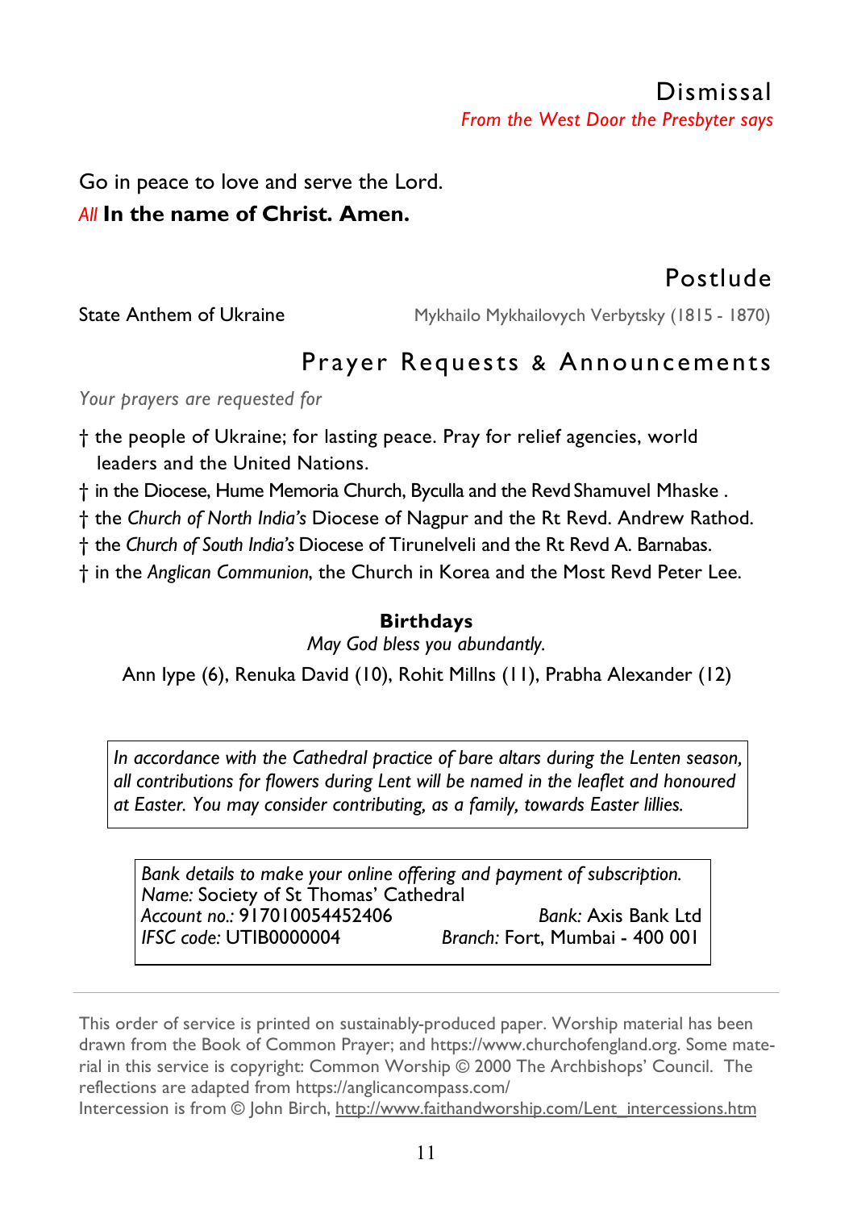## Dismissal

*From the West Door the Presbyter says*

Go in peace to love and serve the Lord.

*All* **In the name of Christ. Amen.**

## Postlude

State Anthem of Ukraine — Mykhailo Mykhailovych Verbytsky (1815 - 1870)

## Prayer Requests & Announcements

*Your prayers are requested for*

† the people of Ukraine; for lasting peace. Pray for relief agencies, world leaders and the United Nations.

† in the Diocese, Hume Memoria Church, Byculla and the Revd Shamuvel Mhaske .

† the *Church of North India's* Diocese of Nagpur and the Rt Revd. Andrew Rathod.

† the *Church of South India's* Diocese of Tirunelveli and the Rt Revd A. Barnabas.

† in the *Anglican Communion*, the Church in Korea and the Most Revd Peter Lee.

**Birthdays**

*May God bless you abundantly.*

Ann Iype (6), Renuka David (10), Rohit Millns (11), Prabha Alexander (12)

*In accordance with the Cathedral practice of bare altars during the Lenten season, all contributions for flowers during Lent will be named in the leaflet and honoured at Easter. You may consider contributing, as a family, towards Easter lillies.*

*Bank details to make your online offering and payment of subscription.*
*Name:* Society of St Thomas' Cathedral
*Account no.:* 917010054452406 — *Bank:* Axis Bank Ltd
*IFSC code:* UTIB0000004 — *Branch:* Fort, Mumbai - 400 001

---

This order of service is printed on sustainably-produced paper. Worship material has been drawn from the Book of Common Prayer; and https://www.churchofengland.org. Some material in this service is copyright: Common Worship © 2000 The Archbishops' Council. The reflections are adapted from https://anglicancompass.com/
Intercession is from © John Birch, http://www.faithandworship.com/Lent_intercessions.htm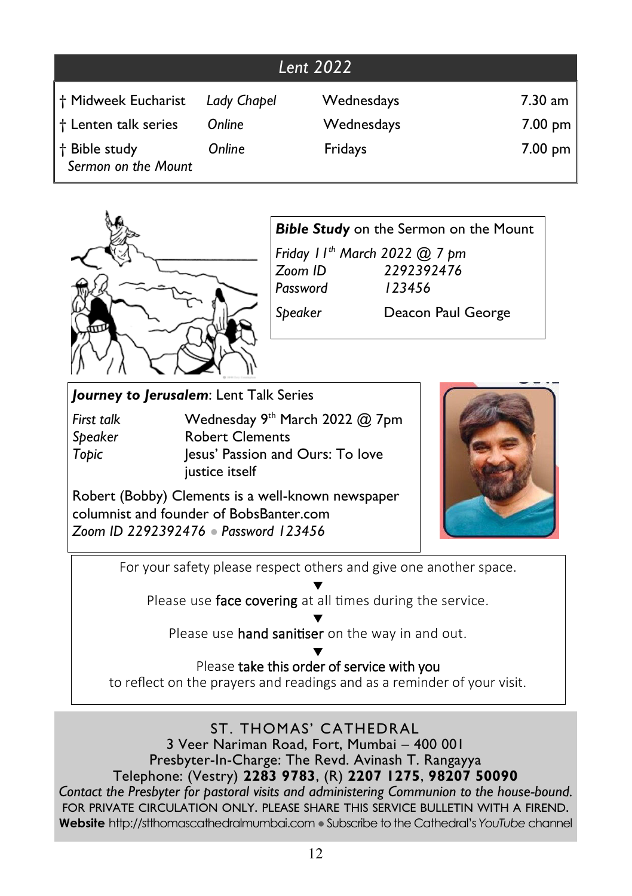## Lent 2022

| | | | |
|---|---|---|---|
| † Midweek Eucharist | *Lady Chapel* | Wednesdays | 7.30 am |
| † Lenten talk series | *Online* | Wednesdays | 7.00 pm |
| † Bible study *Sermon on the Mount* | *Online* | Fridays | 7.00 pm |

***Bible Study*** on the Sermon on the Mount

*Friday 11th March 2022 @ 7 pm*
*Zoom ID* *2292392476*
*Password* *123456*
*Speaker* Deacon Paul George

***Journey to Jerusalem***: Lent Talk Series

*First talk* Wednesday 9th March 2022 @ 7pm
*Speaker* Robert Clements
*Topic* Jesus' Passion and Ours: To love justice itself

Robert (Bobby) Clements is a well-known newspaper columnist and founder of BobsBanter.com
*Zoom ID 2292392476 • Password 123456*

For your safety please respect others and give one another space.

▼

Please use **face covering** at all times during the service.

▼

Please use **hand sanitiser** on the way in and out.

▼

Please **take this order of service with you** to reflect on the prayers and readings and as a reminder of your visit.

ST. THOMAS' CATHEDRAL
3 Veer Nariman Road, Fort, Mumbai – 400 001
Presbyter-In-Charge: The Revd. Avinash T. Rangayya
Telephone: (Vestry) **2283 9783**, (R) **2207 1275**, **98207 50090**
*Contact the Presbyter for pastoral visits and administering Communion to the house-bound.*
FOR PRIVATE CIRCULATION ONLY. PLEASE SHARE THIS SERVICE BULLETIN WITH A FIREND.
**Website** http://stthomascathedralmumbai.com • Subscribe to the Cathedral's *YouTube* channel